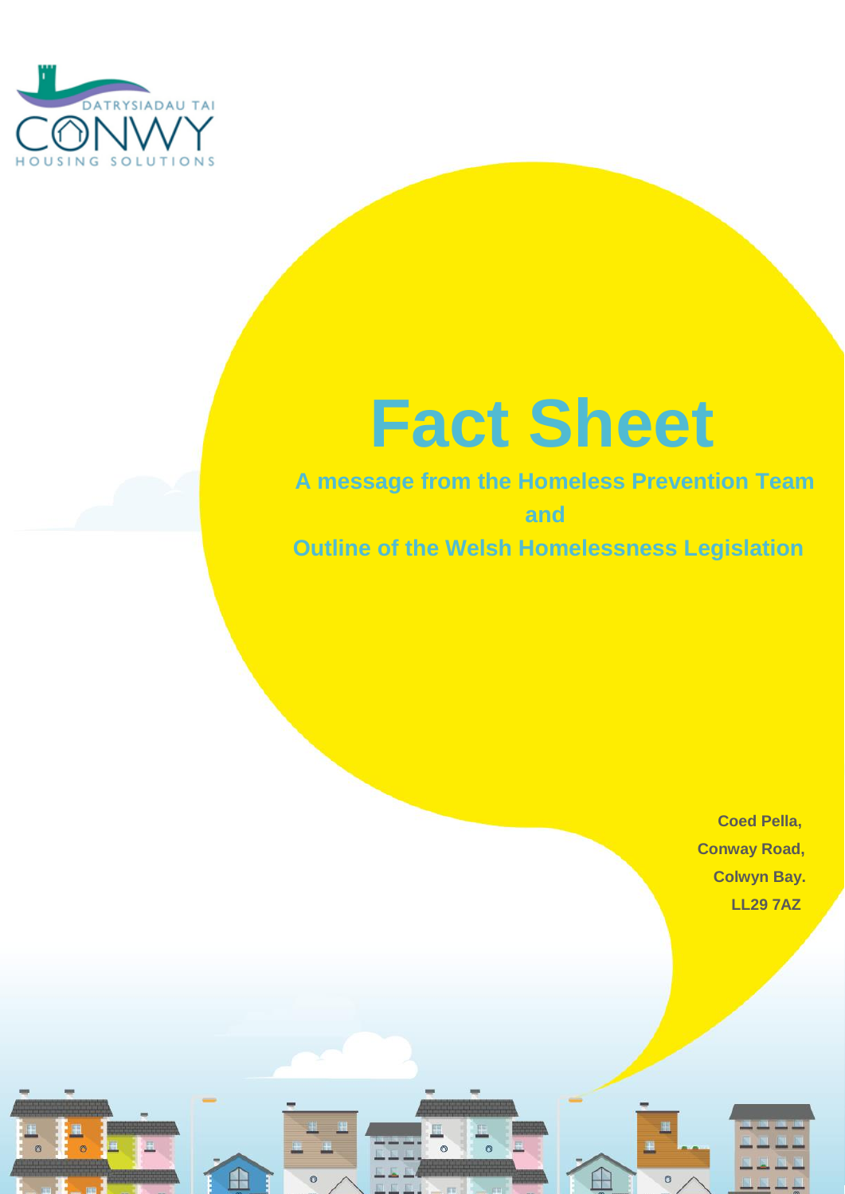DATRYSIADAU TAI

CONWY

HOUSING SOLUTIONS

# Fact Sheet

**A message from the Homeless Prevention Team**

**and**

**Outline of the Welsh Homelessness Legislation**

**Coed Pella,**
**Conway Road,**
**Colwyn Bay.**
**LL29 7AZ**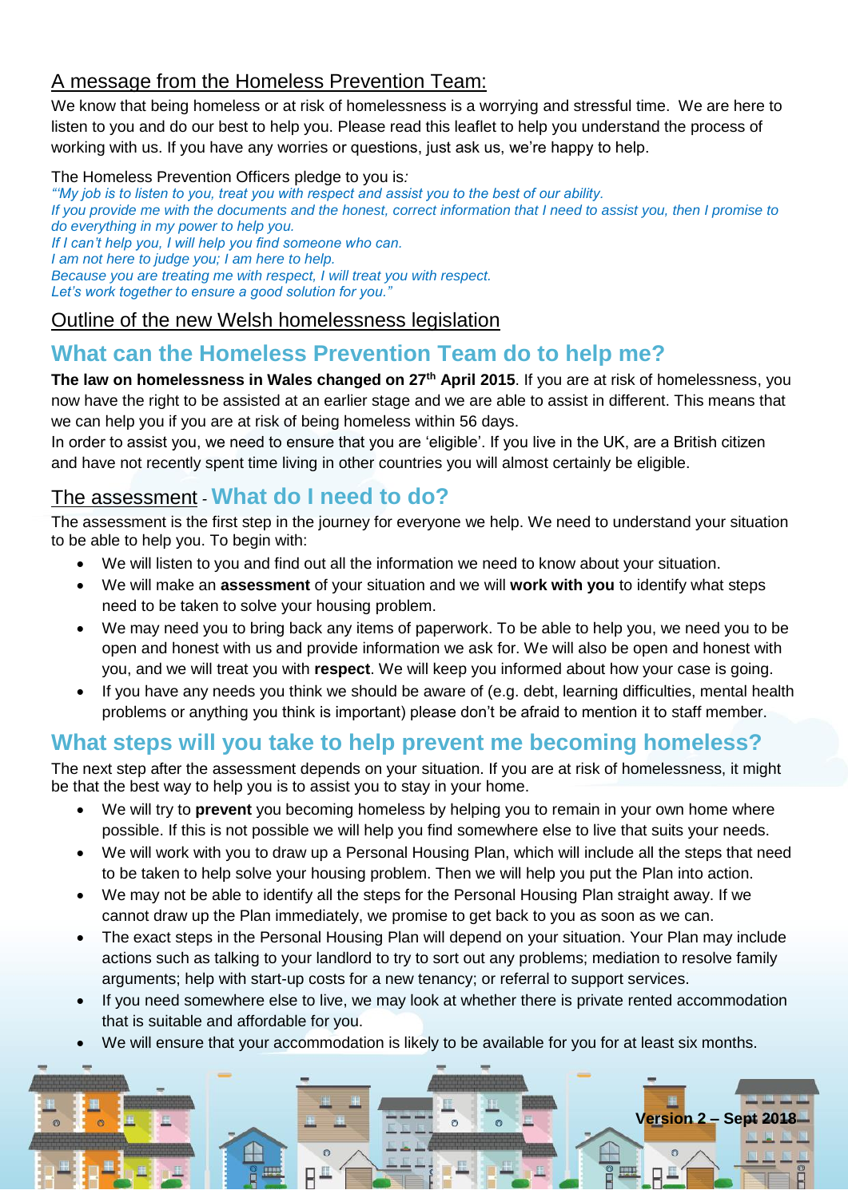## A message from the Homeless Prevention Team:

We know that being homeless or at risk of homelessness is a worrying and stressful time. We are here to listen to you and do our best to help you. Please read this leaflet to help you understand the process of working with us. If you have any worries or questions, just ask us, we're happy to help.

The Homeless Prevention Officers pledge to you is*:*

*"'My job is to listen to you, treat you with respect and assist you to the best of our ability.*
*If you provide me with the documents and the honest, correct information that I need to assist you, then I promise to do everything in my power to help you.*
*If I can't help you, I will help you find someone who can.*
*I am not here to judge you; I am here to help.*
*Because you are treating me with respect, I will treat you with respect.*
*Let's work together to ensure a good solution for you."*

## Outline of the new Welsh homelessness legislation

## What can the Homeless Prevention Team do to help me?

**The law on homelessness in Wales changed on 27th April 2015**. If you are at risk of homelessness, you now have the right to be assisted at an earlier stage and we are able to assist in different. This means that we can help you if you are at risk of being homeless within 56 days.

In order to assist you, we need to ensure that you are 'eligible'. If you live in the UK, are a British citizen and have not recently spent time living in other countries you will almost certainly be eligible.

## The assessment - What do I need to do?

The assessment is the first step in the journey for everyone we help. We need to understand your situation to be able to help you. To begin with:

- We will listen to you and find out all the information we need to know about your situation.
- We will make an **assessment** of your situation and we will **work with you** to identify what steps need to be taken to solve your housing problem.
- We may need you to bring back any items of paperwork. To be able to help you, we need you to be open and honest with us and provide information we ask for. We will also be open and honest with you, and we will treat you with **respect**. We will keep you informed about how your case is going.
- If you have any needs you think we should be aware of (e.g. debt, learning difficulties, mental health problems or anything you think is important) please don't be afraid to mention it to staff member.

## What steps will you take to help prevent me becoming homeless?

The next step after the assessment depends on your situation. If you are at risk of homelessness, it might be that the best way to help you is to assist you to stay in your home.

- We will try to **prevent** you becoming homeless by helping you to remain in your own home where possible. If this is not possible we will help you find somewhere else to live that suits your needs.
- We will work with you to draw up a Personal Housing Plan, which will include all the steps that need to be taken to help solve your housing problem. Then we will help you put the Plan into action.
- We may not be able to identify all the steps for the Personal Housing Plan straight away. If we cannot draw up the Plan immediately, we promise to get back to you as soon as we can.
- The exact steps in the Personal Housing Plan will depend on your situation. Your Plan may include actions such as talking to your landlord to try to sort out any problems; mediation to resolve family arguments; help with start-up costs for a new tenancy; or referral to support services.
- If you need somewhere else to live, we may look at whether there is private rented accommodation that is suitable and affordable for you.
- We will ensure that your accommodation is likely to be available for you for at least six months.

**Version 2 – Sept 2018**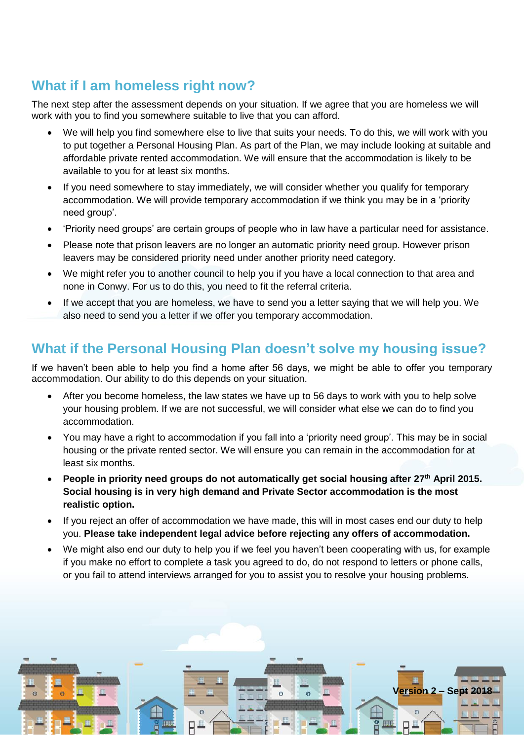## What if I am homeless right now?

The next step after the assessment depends on your situation. If we agree that you are homeless we will work with you to find you somewhere suitable to live that you can afford.

- We will help you find somewhere else to live that suits your needs. To do this, we will work with you to put together a Personal Housing Plan. As part of the Plan, we may include looking at suitable and affordable private rented accommodation. We will ensure that the accommodation is likely to be available to you for at least six months.
- If you need somewhere to stay immediately, we will consider whether you qualify for temporary accommodation. We will provide temporary accommodation if we think you may be in a 'priority need group'.
- 'Priority need groups' are certain groups of people who in law have a particular need for assistance.
- Please note that prison leavers are no longer an automatic priority need group. However prison leavers may be considered priority need under another priority need category.
- We might refer you to another council to help you if you have a local connection to that area and none in Conwy. For us to do this, you need to fit the referral criteria.
- If we accept that you are homeless, we have to send you a letter saying that we will help you. We also need to send you a letter if we offer you temporary accommodation.

## What if the Personal Housing Plan doesn't solve my housing issue?

If we haven't been able to help you find a home after 56 days, we might be able to offer you temporary accommodation. Our ability to do this depends on your situation.

- After you become homeless, the law states we have up to 56 days to work with you to help solve your housing problem. If we are not successful, we will consider what else we can do to find you accommodation.
- You may have a right to accommodation if you fall into a 'priority need group'. This may be in social housing or the private rented sector. We will ensure you can remain in the accommodation for at least six months.
- **People in priority need groups do not automatically get social housing after 27th April 2015. Social housing is in very high demand and Private Sector accommodation is the most realistic option.**
- If you reject an offer of accommodation we have made, this will in most cases end our duty to help you. **Please take independent legal advice before rejecting any offers of accommodation.**
- We might also end our duty to help you if we feel you haven't been cooperating with us, for example if you make no effort to complete a task you agreed to do, do not respond to letters or phone calls, or you fail to attend interviews arranged for you to assist you to resolve your housing problems.

**Version 2 – Sept 2018**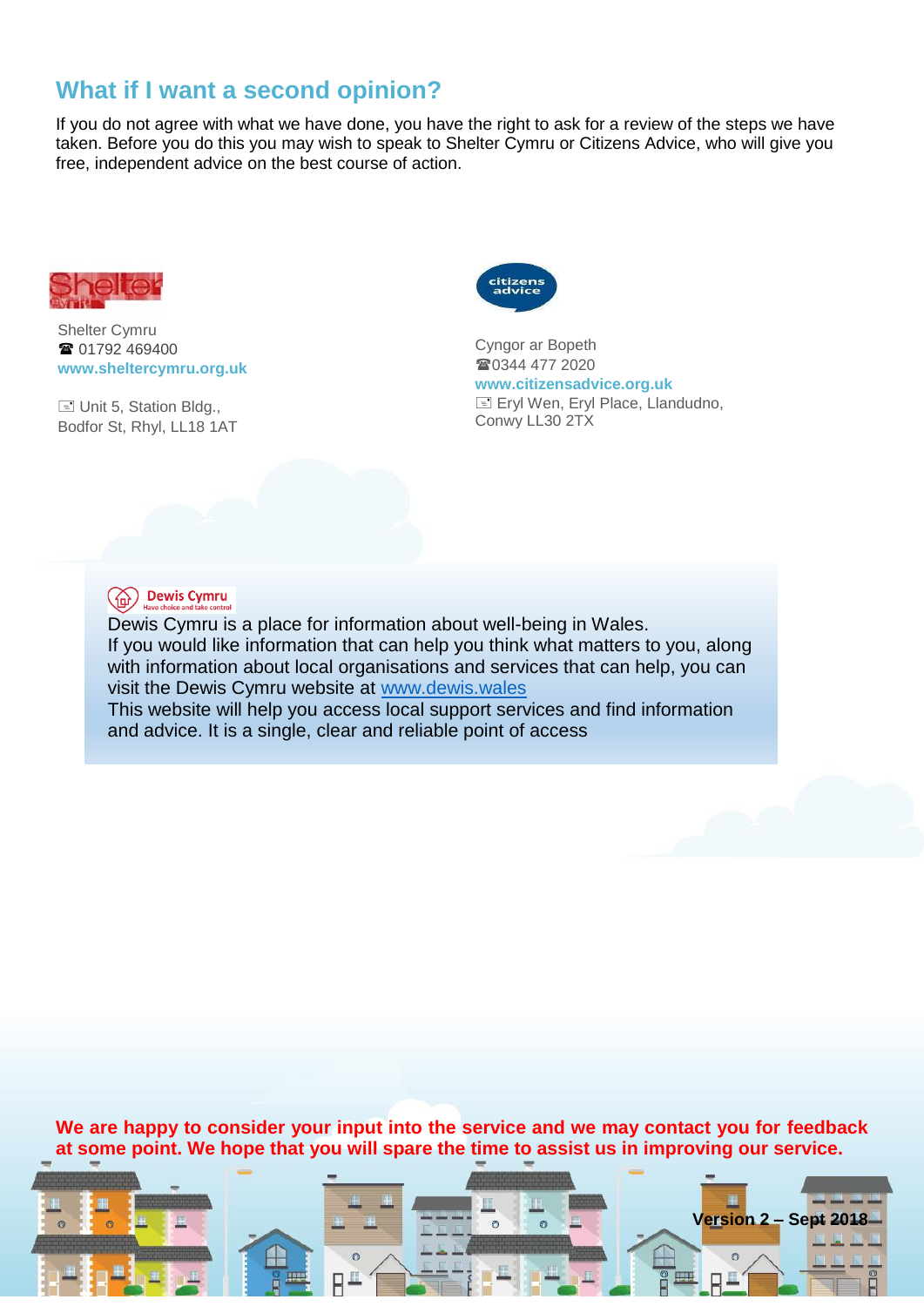## What if I want a second opinion?

If you do not agree with what we have done, you have the right to ask for a review of the steps we have taken. Before you do this you may wish to speak to Shelter Cymru or Citizens Advice, who will give you free, independent advice on the best course of action.

Shelter Cymru
☎ 01792 469400
**www.sheltercymru.org.uk**

Unit 5, Station Bldg.,
Bodfor St, Rhyl, LL18 1AT

Cyngor ar Bopeth
☎0344 477 2020
**www.citizensadvice.org.uk**
Eryl Wen, Eryl Place, Llandudno,
Conwy LL30 2TX

Dewis Cymru is a place for information about well-being in Wales.
If you would like information that can help you think what matters to you, along with information about local organisations and services that can help, you can visit the Dewis Cymru website at www.dewis.wales
This website will help you access local support services and find information and advice. It is a single, clear and reliable point of access

**We are happy to consider your input into the service and we may contact you for feedback at some point. We hope that you will spare the time to assist us in improving our service.**

**Version 2 – Sept 2018**